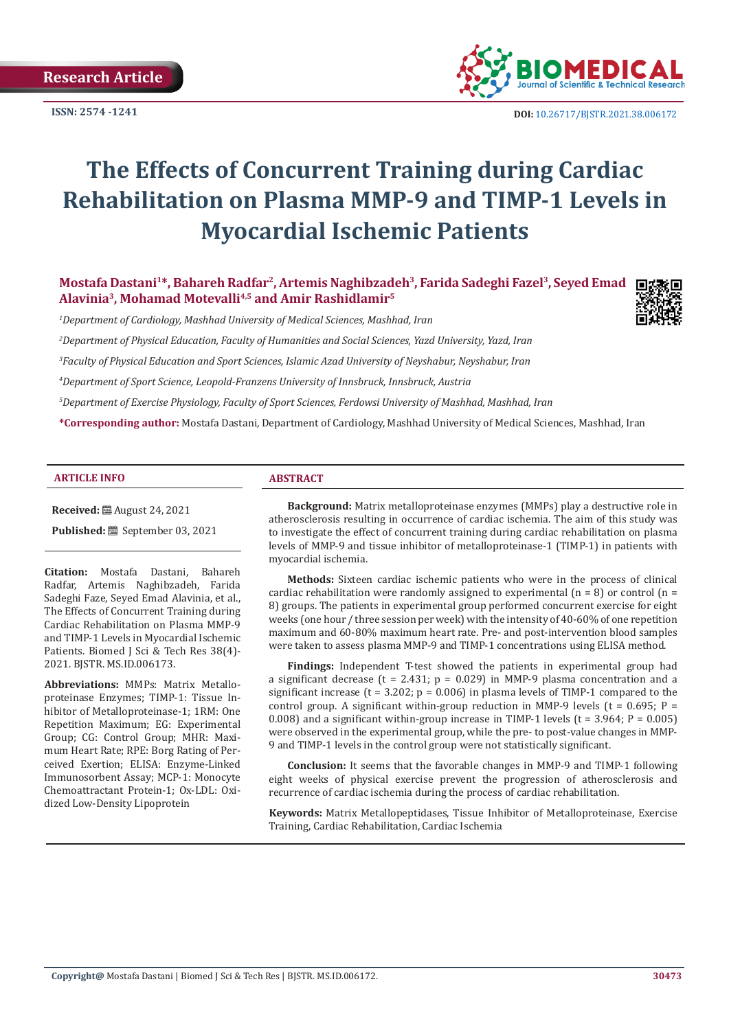Research Article

ISSN: 2574 -1241

DOI: 10.26717/BJSTR.2021.38.006172

# The Effects of Concurrent Training during Cardiac Rehabilitation on Plasma MMP-9 and TIMP-1 Levels in Myocardial Ischemic Patients

**Mostafa Dastani[1]*, Bahareh Radfar[2], Artemis Naghibzadeh[3], Farida Sadeghi Fazel[3], Seyed Emad Alavinia[3], Mohamad Motevalli[4,5] and Amir Rashidlamir[5]**

[1]*Department of Cardiology, Mashhad University of Medical Sciences, Mashhad, Iran*

[2]*Department of Physical Education, Faculty of Humanities and Social Sciences, Yazd University, Yazd, Iran*

[3]*Faculty of Physical Education and Sport Sciences, Islamic Azad University of Neyshabur, Neyshabur, Iran*

[4]*Department of Sport Science, Leopold-Franzens University of Innsbruck, Innsbruck, Austria*

[5]*Department of Exercise Physiology, Faculty of Sport Sciences, Ferdowsi University of Mashhad, Mashhad, Iran*

**\*Corresponding author:** Mostafa Dastani, Department of Cardiology, Mashhad University of Medical Sciences, Mashhad, Iran

## ARTICLE INFO

**Received:** August 24, 2021

**Published:** September 03, 2021

**Citation:** Mostafa Dastani, Bahareh Radfar, Artemis Naghibzadeh, Farida Sadeghi Faze, Seyed Emad Alavinia, et al., The Effects of Concurrent Training during Cardiac Rehabilitation on Plasma MMP-9 and TIMP-1 Levels in Myocardial Ischemic Patients. Biomed J Sci & Tech Res 38(4)-2021. BJSTR. MS.ID.006173.

**Abbreviations:** MMPs: Matrix Metalloproteinase Enzymes; TIMP-1: Tissue Inhibitor of Metalloproteinase-1; 1RM: One Repetition Maximum; EG: Experimental Group; CG: Control Group; MHR: Maximum Heart Rate; RPE: Borg Rating of Perceived Exertion; ELISA: Enzyme-Linked Immunosorbent Assay; MCP-1: Monocyte Chemoattractant Protein-1; Ox-LDL: Oxidized Low-Density Lipoprotein

## ABSTRACT

**Background:** Matrix metalloproteinase enzymes (MMPs) play a destructive role in atherosclerosis resulting in occurrence of cardiac ischemia. The aim of this study was to investigate the effect of concurrent training during cardiac rehabilitation on plasma levels of MMP-9 and tissue inhibitor of metalloproteinase-1 (TIMP-1) in patients with myocardial ischemia.

**Methods:** Sixteen cardiac ischemic patients who were in the process of clinical cardiac rehabilitation were randomly assigned to experimental ($n = 8$) or control ($n = 8$) groups. The patients in experimental group performed concurrent exercise for eight weeks (one hour / three session per week) with the intensity of 40-60% of one repetition maximum and 60-80% maximum heart rate. Pre- and post-intervention blood samples were taken to assess plasma MMP-9 and TIMP-1 concentrations using ELISA method.

**Findings:** Independent T-test showed the patients in experimental group had a significant decrease ($t = 2.431$; $p = 0.029$) in MMP-9 plasma concentration and a significant increase ($t = 3.202$; $p = 0.006$) in plasma levels of TIMP-1 compared to the control group. A significant within-group reduction in MMP-9 levels ($t = 0.695$; $P = 0.008$) and a significant within-group increase in TIMP-1 levels ($t = 3.964$; $P = 0.005$) were observed in the experimental group, while the pre- to post-value changes in MMP-9 and TIMP-1 levels in the control group were not statistically significant.

**Conclusion:** It seems that the favorable changes in MMP-9 and TIMP-1 following eight weeks of physical exercise prevent the progression of atherosclerosis and recurrence of cardiac ischemia during the process of cardiac rehabilitation.

**Keywords:** Matrix Metallopeptidases, Tissue Inhibitor of Metalloproteinase, Exercise Training, Cardiac Rehabilitation, Cardiac Ischemia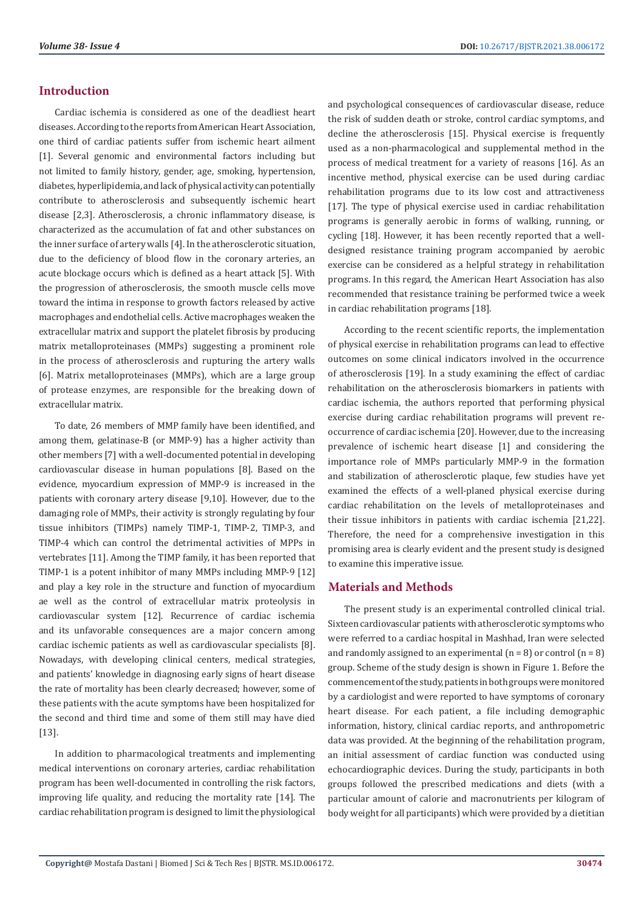## Introduction

Cardiac ischemia is considered as one of the deadliest heart diseases. According to the reports from American Heart Association, one third of cardiac patients suffer from ischemic heart ailment [1]. Several genomic and environmental factors including but not limited to family history, gender, age, smoking, hypertension, diabetes, hyperlipidemia, and lack of physical activity can potentially contribute to atherosclerosis and subsequently ischemic heart disease [2,3]. Atherosclerosis, a chronic inflammatory disease, is characterized as the accumulation of fat and other substances on the inner surface of artery walls [4]. In the atherosclerotic situation, due to the deficiency of blood flow in the coronary arteries, an acute blockage occurs which is defined as a heart attack [5]. With the progression of atherosclerosis, the smooth muscle cells move toward the intima in response to growth factors released by active macrophages and endothelial cells. Active macrophages weaken the extracellular matrix and support the platelet fibrosis by producing matrix metalloproteinases (MMPs) suggesting a prominent role in the process of atherosclerosis and rupturing the artery walls [6]. Matrix metalloproteinases (MMPs), which are a large group of protease enzymes, are responsible for the breaking down of extracellular matrix.

To date, 26 members of MMP family have been identified, and among them, gelatinase-B (or MMP-9) has a higher activity than other members [7] with a well-documented potential in developing cardiovascular disease in human populations [8]. Based on the evidence, myocardium expression of MMP-9 is increased in the patients with coronary artery disease [9,10]. However, due to the damaging role of MMPs, their activity is strongly regulating by four tissue inhibitors (TIMPs) namely TIMP-1, TIMP-2, TIMP-3, and TIMP-4 which can control the detrimental activities of MPPs in vertebrates [11]. Among the TIMP family, it has been reported that TIMP-1 is a potent inhibitor of many MMPs including MMP-9 [12] and play a key role in the structure and function of myocardium ae well as the control of extracellular matrix proteolysis in cardiovascular system [12]. Recurrence of cardiac ischemia and its unfavorable consequences are a major concern among cardiac ischemic patients as well as cardiovascular specialists [8]. Nowadays, with developing clinical centers, medical strategies, and patients' knowledge in diagnosing early signs of heart disease the rate of mortality has been clearly decreased; however, some of these patients with the acute symptoms have been hospitalized for the second and third time and some of them still may have died [13].

In addition to pharmacological treatments and implementing medical interventions on coronary arteries, cardiac rehabilitation program has been well-documented in controlling the risk factors, improving life quality, and reducing the mortality rate [14]. The cardiac rehabilitation program is designed to limit the physiological and psychological consequences of cardiovascular disease, reduce the risk of sudden death or stroke, control cardiac symptoms, and decline the atherosclerosis [15]. Physical exercise is frequently used as a non-pharmacological and supplemental method in the process of medical treatment for a variety of reasons [16]. As an incentive method, physical exercise can be used during cardiac rehabilitation programs due to its low cost and attractiveness [17]. The type of physical exercise used in cardiac rehabilitation programs is generally aerobic in forms of walking, running, or cycling [18]. However, it has been recently reported that a well-designed resistance training program accompanied by aerobic exercise can be considered as a helpful strategy in rehabilitation programs. In this regard, the American Heart Association has also recommended that resistance training be performed twice a week in cardiac rehabilitation programs [18].

According to the recent scientific reports, the implementation of physical exercise in rehabilitation programs can lead to effective outcomes on some clinical indicators involved in the occurrence of atherosclerosis [19]. In a study examining the effect of cardiac rehabilitation on the atherosclerosis biomarkers in patients with cardiac ischemia, the authors reported that performing physical exercise during cardiac rehabilitation programs will prevent re-occurrence of cardiac ischemia [20]. However, due to the increasing prevalence of ischemic heart disease [1] and considering the importance role of MMPs particularly MMP-9 in the formation and stabilization of atherosclerotic plaque, few studies have yet examined the effects of a well-planed physical exercise during cardiac rehabilitation on the levels of metalloproteinases and their tissue inhibitors in patients with cardiac ischemia [21,22]. Therefore, the need for a comprehensive investigation in this promising area is clearly evident and the present study is designed to examine this imperative issue.

## Materials and Methods

The present study is an experimental controlled clinical trial. Sixteen cardiovascular patients with atherosclerotic symptoms who were referred to a cardiac hospital in Mashhad, Iran were selected and randomly assigned to an experimental (n = 8) or control (n = 8) group. Scheme of the study design is shown in Figure 1. Before the commencement of the study, patients in both groups were monitored by a cardiologist and were reported to have symptoms of coronary heart disease. For each patient, a file including demographic information, history, clinical cardiac reports, and anthropometric data was provided. At the beginning of the rehabilitation program, an initial assessment of cardiac function was conducted using echocardiographic devices. During the study, participants in both groups followed the prescribed medications and diets (with a particular amount of calorie and macronutrients per kilogram of body weight for all participants) which were provided by a dietitian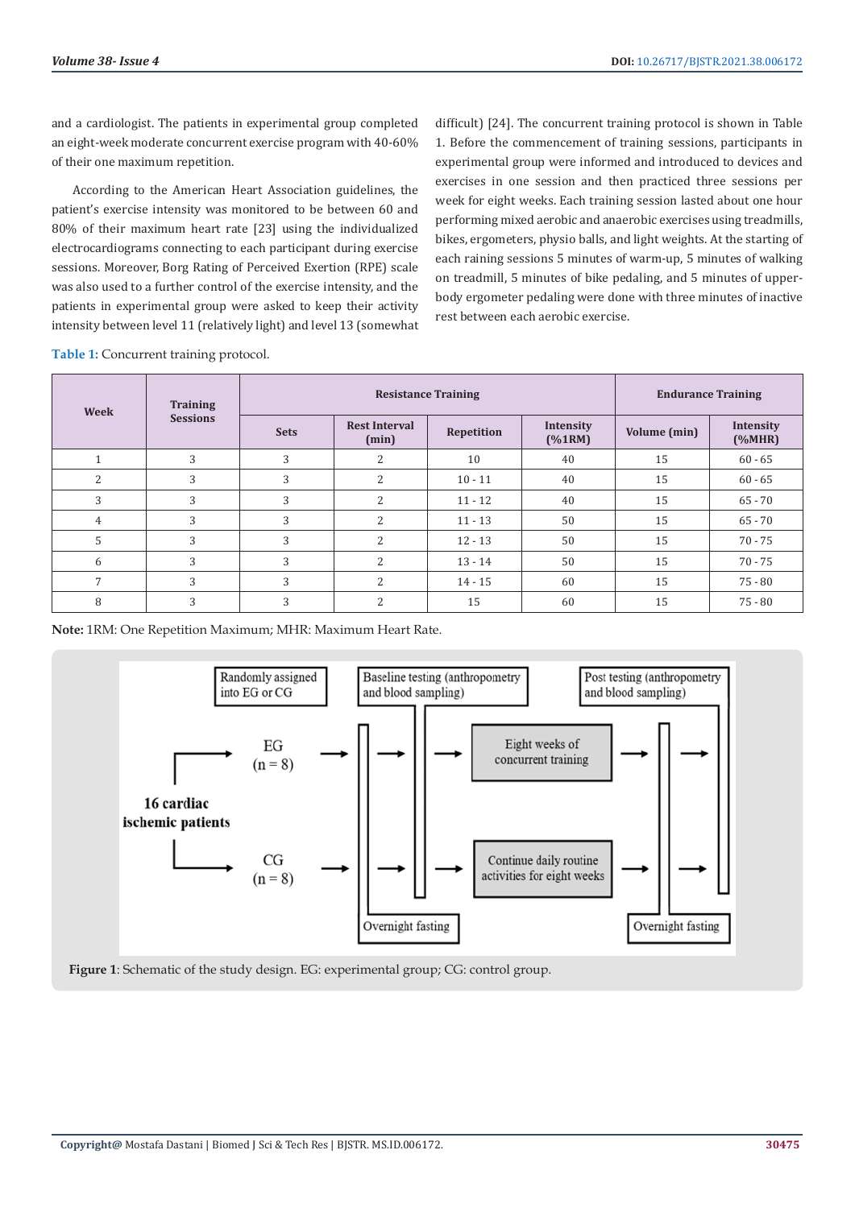and a cardiologist. The patients in experimental group completed an eight-week moderate concurrent exercise program with 40-60% of their one maximum repetition.

According to the American Heart Association guidelines, the patient's exercise intensity was monitored to be between 60 and 80% of their maximum heart rate [23] using the individualized electrocardiograms connecting to each participant during exercise sessions. Moreover, Borg Rating of Perceived Exertion (RPE) scale was also used to a further control of the exercise intensity, and the patients in experimental group were asked to keep their activity intensity between level 11 (relatively light) and level 13 (somewhat difficult) [24]. The concurrent training protocol is shown in Table 1. Before the commencement of training sessions, participants in experimental group were informed and introduced to devices and exercises in one session and then practiced three sessions per week for eight weeks. Each training session lasted about one hour performing mixed aerobic and anaerobic exercises using treadmills, bikes, ergometers, physio balls, and light weights. At the starting of each raining sessions 5 minutes of warm-up, 5 minutes of walking on treadmill, 5 minutes of bike pedaling, and 5 minutes of upper-body ergometer pedaling were done with three minutes of inactive rest between each aerobic exercise.

**Table 1:** Concurrent training protocol.

| Week | Training Sessions | Resistance Training | | | | Endurance Training | |
|---|---|---|---|---|---|---|---|
| | | Sets | Rest Interval (min) | Repetition | Intensity (%1RM) | Volume (min) | Intensity (%MHR) |
| 1 | 3 | 3 | 2 | 10 | 40 | 15 | 60 - 65 |
| 2 | 3 | 3 | 2 | 10 - 11 | 40 | 15 | 60 - 65 |
| 3 | 3 | 3 | 2 | 11 - 12 | 40 | 15 | 65 - 70 |
| 4 | 3 | 3 | 2 | 11 - 13 | 50 | 15 | 65 - 70 |
| 5 | 3 | 3 | 2 | 12 - 13 | 50 | 15 | 70 - 75 |
| 6 | 3 | 3 | 2 | 13 - 14 | 50 | 15 | 70 - 75 |
| 7 | 3 | 3 | 2 | 14 - 15 | 60 | 15 | 75 - 80 |
| 8 | 3 | 3 | 2 | 15 | 60 | 15 | 75 - 80 |

**Note:** 1RM: One Repetition Maximum; MHR: Maximum Heart Rate.

**Figure 1**: Schematic of the study design. EG: experimental group; CG: control group.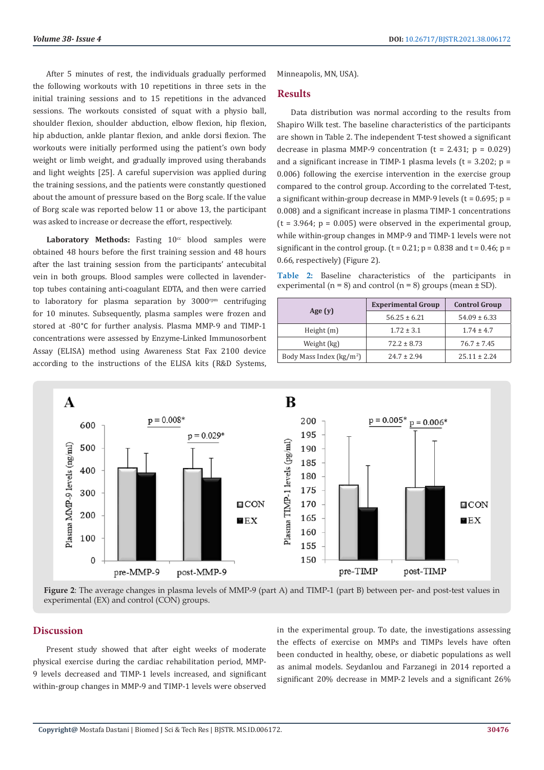After 5 minutes of rest, the individuals gradually performed the following workouts with 10 repetitions in three sets in the initial training sessions and to 15 repetitions in the advanced sessions. The workouts consisted of squat with a physio ball, shoulder flexion, shoulder abduction, elbow flexion, hip flexion, hip abduction, ankle plantar flexion, and ankle dorsi flexion. The workouts were initially performed using the patient's own body weight or limb weight, and gradually improved using therabands and light weights [25]. A careful supervision was applied during the training sessions, and the patients were constantly questioned about the amount of pressure based on the Borg scale. If the value of Borg scale was reported below 11 or above 13, the participant was asked to increase or decrease the effort, respectively.

**Laboratory Methods:** Fasting 10[cc] blood samples were obtained 48 hours before the first training session and 48 hours after the last training session from the participants' antecubital vein in both groups. Blood samples were collected in lavender-top tubes containing anti-coagulant EDTA, and then were carried to laboratory for plasma separation by 3000[rpm] centrifuging for 10 minutes. Subsequently, plasma samples were frozen and stored at -80°C for further analysis. Plasma MMP-9 and TIMP-1 concentrations were assessed by Enzyme-Linked Immunosorbent Assay (ELISA) method using Awareness Stat Fax 2100 device according to the instructions of the ELISA kits (R&D Systems, Minneapolis, MN, USA).

## Results

Data distribution was normal according to the results from Shapiro Wilk test. The baseline characteristics of the participants are shown in Table 2. The independent T-test showed a significant decrease in plasma MMP-9 concentration (t = 2.431; p = 0.029) and a significant increase in TIMP-1 plasma levels (t = 3.202; p = 0.006) following the exercise intervention in the exercise group compared to the control group. According to the correlated T-test, a significant within-group decrease in MMP-9 levels (t = 0.695; p = 0.008) and a significant increase in plasma TIMP-1 concentrations (t = 3.964; p = 0.005) were observed in the experimental group, while within-group changes in MMP-9 and TIMP-1 levels were not significant in the control group. (t = 0.21; p = 0.838 and t = 0.46; p = 0.66, respectively) (Figure 2).

**Table 2:** Baseline characteristics of the participants in experimental (n = 8) and control (n = 8) groups (mean ± SD).

| | Experimental Group | Control Group |
|---|---|---|
| **Age (y)** | 56.25 ± 6.21 | 54.09 ± 6.33 |
| Height (m) | 1.72 ± 3.1 | 1.74 ± 4.7 |
| Weight (kg) | 72.2 ± 8.73 | 76.7 ± 7.45 |
| Body Mass Index (kg/m$^2$) | 24.7 ± 2.94 | 25.11 ± 2.24 |

**Figure 2**: The average changes in plasma levels of MMP-9 (part A) and TIMP-1 (part B) between per- and post-test values in experimental (EX) and control (CON) groups.

## Discussion

Present study showed that after eight weeks of moderate physical exercise during the cardiac rehabilitation period, MMP-9 levels decreased and TIMP-1 levels increased, and significant within-group changes in MMP-9 and TIMP-1 levels were observed in the experimental group. To date, the investigations assessing the effects of exercise on MMPs and TIMPs levels have often been conducted in healthy, obese, or diabetic populations as well as animal models. Seydanlou and Farzanegi in 2014 reported a significant 20% decrease in MMP-2 levels and a significant 26%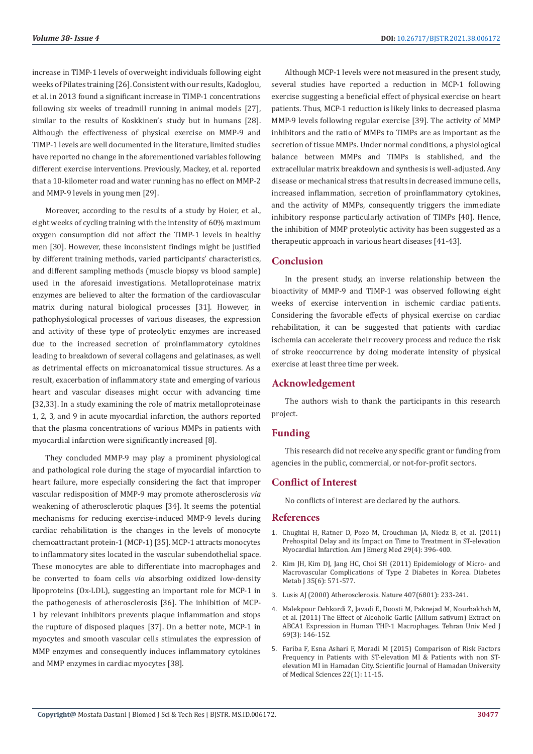increase in TIMP-1 levels of overweight individuals following eight weeks of Pilates training [26]. Consistent with our results, Kadoglou, et al. in 2013 found a significant increase in TIMP-1 concentrations following six weeks of treadmill running in animal models [27], similar to the results of Koskkinen's study but in humans [28]. Although the effectiveness of physical exercise on MMP-9 and TIMP-1 levels are well documented in the literature, limited studies have reported no change in the aforementioned variables following different exercise interventions. Previously, Mackey, et al. reported that a 10-kilometer road and water running has no effect on MMP-2 and MMP-9 levels in young men [29].

Moreover, according to the results of a study by Hoier, et al., eight weeks of cycling training with the intensity of 60% maximum oxygen consumption did not affect the TIMP-1 levels in healthy men [30]. However, these inconsistent findings might be justified by different training methods, varied participants' characteristics, and different sampling methods (muscle biopsy vs blood sample) used in the aforesaid investigations. Metalloproteinase matrix enzymes are believed to alter the formation of the cardiovascular matrix during natural biological processes [31]. However, in pathophysiological processes of various diseases, the expression and activity of these type of proteolytic enzymes are increased due to the increased secretion of proinflammatory cytokines leading to breakdown of several collagens and gelatinases, as well as detrimental effects on microanatomical tissue structures. As a result, exacerbation of inflammatory state and emerging of various heart and vascular diseases might occur with advancing time [32,33]. In a study examining the role of matrix metalloproteinase 1, 2, 3, and 9 in acute myocardial infarction, the authors reported that the plasma concentrations of various MMPs in patients with myocardial infarction were significantly increased [8].

They concluded MMP-9 may play a prominent physiological and pathological role during the stage of myocardial infarction to heart failure, more especially considering the fact that improper vascular redisposition of MMP-9 may promote atherosclerosis *via* weakening of atherosclerotic plaques [34]. It seems the potential mechanisms for reducing exercise-induced MMP-9 levels during cardiac rehabilitation is the changes in the levels of monocyte chemoattractant protein-1 (MCP-1) [35]. MCP-1 attracts monocytes to inflammatory sites located in the vascular subendothelial space. These monocytes are able to differentiate into macrophages and be converted to foam cells *via* absorbing oxidized low-density lipoproteins (Ox-LDL), suggesting an important role for MCP-1 in the pathogenesis of atherosclerosis [36]. The inhibition of MCP-1 by relevant inhibitors prevents plaque inflammation and stops the rupture of disposed plaques [37]. On a better note, MCP-1 in myocytes and smooth vascular cells stimulates the expression of MMP enzymes and consequently induces inflammatory cytokines and MMP enzymes in cardiac myocytes [38].

Although MCP-1 levels were not measured in the present study, several studies have reported a reduction in MCP-1 following exercise suggesting a beneficial effect of physical exercise on heart patients. Thus, MCP-1 reduction is likely links to decreased plasma MMP-9 levels following regular exercise [39]. The activity of MMP inhibitors and the ratio of MMPs to TIMPs are as important as the secretion of tissue MMPs. Under normal conditions, a physiological balance between MMPs and TIMPs is stablished, and the extracellular matrix breakdown and synthesis is well-adjusted. Any disease or mechanical stress that results in decreased immune cells, increased inflammation, secretion of proinflammatory cytokines, and the activity of MMPs, consequently triggers the immediate inhibitory response particularly activation of TIMPs [40]. Hence, the inhibition of MMP proteolytic activity has been suggested as a therapeutic approach in various heart diseases [41-43].

## Conclusion

In the present study, an inverse relationship between the bioactivity of MMP-9 and TIMP-1 was observed following eight weeks of exercise intervention in ischemic cardiac patients. Considering the favorable effects of physical exercise on cardiac rehabilitation, it can be suggested that patients with cardiac ischemia can accelerate their recovery process and reduce the risk of stroke reoccurrence by doing moderate intensity of physical exercise at least three time per week.

## Acknowledgement

The authors wish to thank the participants in this research project.

## Funding

This research did not receive any specific grant or funding from agencies in the public, commercial, or not-for-profit sectors.

## Conflict of Interest

No conflicts of interest are declared by the authors.

## References

1. Chughtai H, Ratner D, Pozo M, Crouchman JA, Niedz B, et al. (2011) Prehospital Delay and its Impact on Time to Treatment in ST-elevation Myocardial Infarction. Am J Emerg Med 29(4): 396-400.
2. Kim JH, Kim DJ, Jang HC, Choi SH (2011) Epidemiology of Micro- and Macrovascular Complications of Type 2 Diabetes in Korea. Diabetes Metab J 35(6): 571-577.
3. Lusis AJ (2000) Atherosclerosis. Nature 407(6801): 233-241.
4. Malekpour Dehkordi Z, Javadi E, Doosti M, Paknejad M, Nourbakhsh M, et al. (2011) The Effect of Alcoholic Garlic (Allium sativum) Extract on ABCA1 Expression in Human THP-1 Macrophages. Tehran Univ Med J 69(3): 146-152.
5. Fariba F, Esna Ashari F, Moradi M (2015) Comparison of Risk Factors Frequency in Patients with ST-elevation MI & Patients with non ST-elevation MI in Hamadan City. Scientific Journal of Hamadan University of Medical Sciences 22(1): 11-15.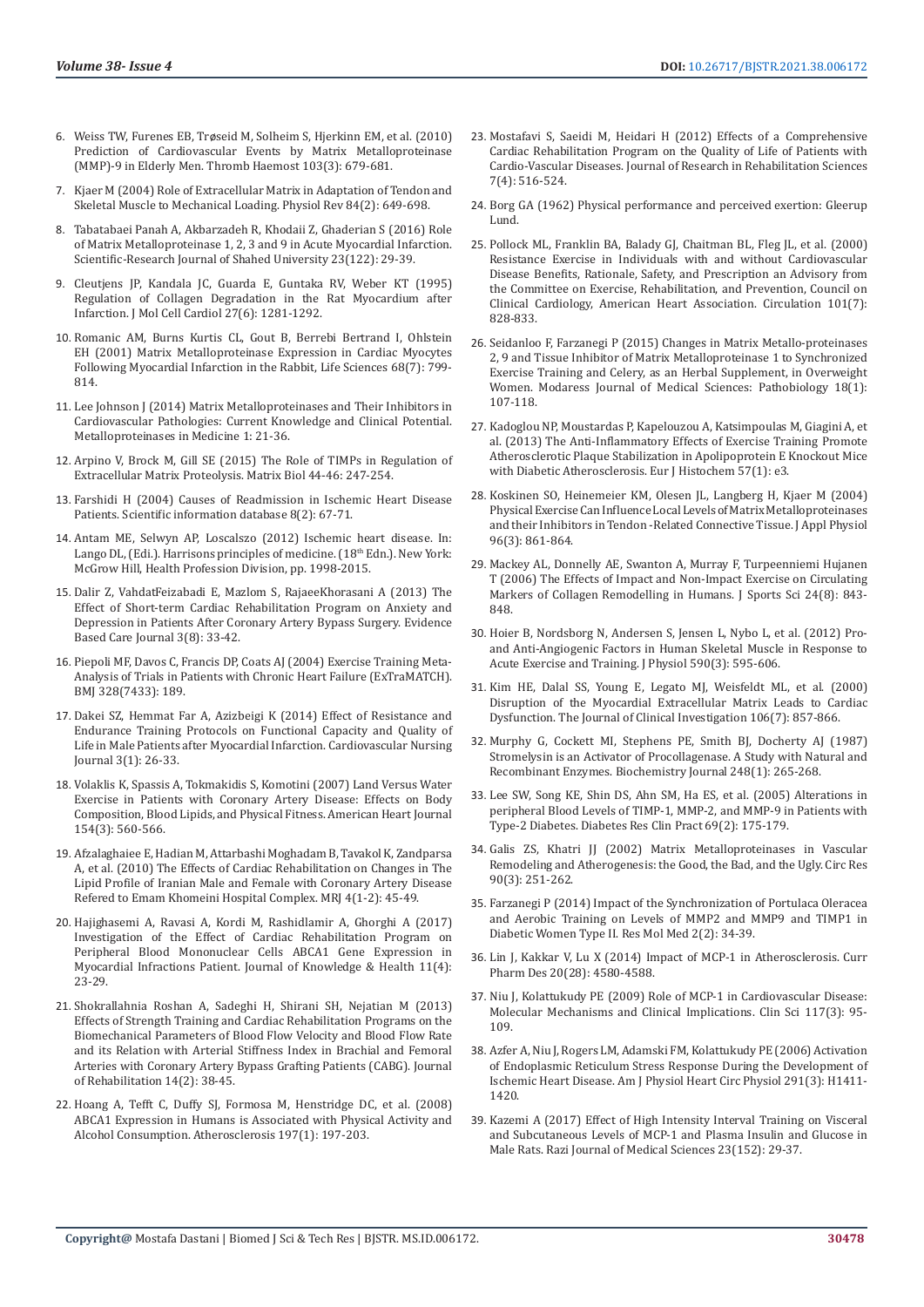6. Weiss TW, Furenes EB, Trøseid M, Solheim S, Hjerkinn EM, et al. (2010) Prediction of Cardiovascular Events by Matrix Metalloproteinase (MMP)-9 in Elderly Men. Thromb Haemost 103(3): 679-681.
7. Kjaer M (2004) Role of Extracellular Matrix in Adaptation of Tendon and Skeletal Muscle to Mechanical Loading. Physiol Rev 84(2): 649-698.
8. Tabatabaei Panah A, Akbarzadeh R, Khodaii Z, Ghaderian S (2016) Role of Matrix Metalloproteinase 1, 2, 3 and 9 in Acute Myocardial Infarction. Scientific-Research Journal of Shahed University 23(122): 29-39.
9. Cleutjens JP, Kandala JC, Guarda E, Guntaka RV, Weber KT (1995) Regulation of Collagen Degradation in the Rat Myocardium after Infarction. J Mol Cell Cardiol 27(6): 1281-1292.
10. Romanic AM, Burns Kurtis CL, Gout B, Berrebi Bertrand I, Ohlstein EH (2001) Matrix Metalloproteinase Expression in Cardiac Myocytes Following Myocardial Infarction in the Rabbit, Life Sciences 68(7): 799-814.
11. Lee Johnson J (2014) Matrix Metalloproteinases and Their Inhibitors in Cardiovascular Pathologies: Current Knowledge and Clinical Potential. Metalloproteinases in Medicine 1: 21-36.
12. Arpino V, Brock M, Gill SE (2015) The Role of TIMPs in Regulation of Extracellular Matrix Proteolysis. Matrix Biol 44-46: 247-254.
13. Farshidi H (2004) Causes of Readmission in Ischemic Heart Disease Patients. Scientific information database 8(2): 67-71.
14. Antam ME, Selwyn AP, Loscalszo J (2012) Ischemic heart disease. In: Lango DL, (Edi.). Harrisons principles of medicine. (18th Edn.). New York: McGrow Hill, Health Profession Division, pp. 1998-2015.
15. Dalir Z, VahdatFeizabadi E, Mazlom S, RajaeeKhorasani A (2013) The Effect of Short-term Cardiac Rehabilitation Program on Anxiety and Depression in Patients After Coronary Artery Bypass Surgery. Evidence Based Care Journal 3(8): 33-42.
16. Piepoli MF, Davos C, Francis DP, Coats AJ (2004) Exercise Training Meta-Analysis of Trials in Patients with Chronic Heart Failure (ExTraMATCH). BMJ 328(7433): 189.
17. Dakei SZ, Hemmat Far A, Azizbeigi K (2014) Effect of Resistance and Endurance Training Protocols on Functional Capacity and Quality of Life in Male Patients after Myocardial Infarction. Cardiovascular Nursing Journal 3(1): 26-33.
18. Volaklis K, Spassis A, Tokmakidis S, Komotini (2007) Land Versus Water Exercise in Patients with Coronary Artery Disease: Effects on Body Composition, Blood Lipids, and Physical Fitness. American Heart Journal 154(3): 560-566.
19. Afzalaghaiee E, Hadian M, Attarbashi Moghadam B, Tavakol K, Zandparsa A, et al. (2010) The Effects of Cardiac Rehabilitation on Changes in The Lipid Profile of Iranian Male and Female with Coronary Artery Disease Refered to Emam Khomeini Hospital Complex. MRJ 4(1-2): 45-49.
20. Hajighasemi A, Ravasi A, Kordi M, Rashidlamir A, Ghorghi A (2017) Investigation of the Effect of Cardiac Rehabilitation Program on Peripheral Blood Mononuclear Cells ABCA1 Gene Expression in Myocardial Infractions Patient. Journal of Knowledge & Health 11(4): 23-29.
21. Shokrallahnia Roshan A, Sadeghi H, Shirani SH, Nejatian M (2013) Effects of Strength Training and Cardiac Rehabilitation Programs on the Biomechanical Parameters of Blood Flow Velocity and Blood Flow Rate and its Relation with Arterial Stiffness Index in Brachial and Femoral Arteries with Coronary Artery Bypass Grafting Patients (CABG). Journal of Rehabilitation 14(2): 38-45.
22. Hoang A, Tefft C, Duffy SJ, Formosa M, Henstridge DC, et al. (2008) ABCA1 Expression in Humans is Associated with Physical Activity and Alcohol Consumption. Atherosclerosis 197(1): 197-203.
23. Mostafavi S, Saeidi M, Heidari H (2012) Effects of a Comprehensive Cardiac Rehabilitation Program on the Quality of Life of Patients with Cardio-Vascular Diseases. Journal of Research in Rehabilitation Sciences 7(4): 516-524.
24. Borg GA (1962) Physical performance and perceived exertion: Gleerup Lund.
25. Pollock ML, Franklin BA, Balady GJ, Chaitman BL, Fleg JL, et al. (2000) Resistance Exercise in Individuals with and without Cardiovascular Disease Benefits, Rationale, Safety, and Prescription an Advisory from the Committee on Exercise, Rehabilitation, and Prevention, Council on Clinical Cardiology, American Heart Association. Circulation 101(7): 828-833.
26. Seidanloo F, Farzanegi P (2015) Changes in Matrix Metallo-proteinases 2, 9 and Tissue Inhibitor of Matrix Metalloproteinase 1 to Synchronized Exercise Training and Celery, as an Herbal Supplement, in Overweight Women. Modaress Journal of Medical Sciences: Pathobiology 18(1): 107-118.
27. Kadoglou NP, Moustardas P, Kapelouzou A, Katsimpoulas M, Giagini A, et al. (2013) The Anti-Inflammatory Effects of Exercise Training Promote Atherosclerotic Plaque Stabilization in Apolipoprotein E Knockout Mice with Diabetic Atherosclerosis. Eur J Histochem 57(1): e3.
28. Koskinen SO, Heinemeier KM, Olesen JL, Langberg H, Kjaer M (2004) Physical Exercise Can Influence Local Levels of Matrix Metalloproteinases and their Inhibitors in Tendon -Related Connective Tissue. J Appl Physiol 96(3): 861-864.
29. Mackey AL, Donnelly AE, Swanton A, Murray F, Turpeenniemi Hujanen T (2006) The Effects of Impact and Non-Impact Exercise on Circulating Markers of Collagen Remodelling in Humans. J Sports Sci 24(8): 843-848.
30. Hoier B, Nordsborg N, Andersen S, Jensen L, Nybo L, et al. (2012) Pro- and Anti-Angiogenic Factors in Human Skeletal Muscle in Response to Acute Exercise and Training. J Physiol 590(3): 595-606.
31. Kim HE, Dalal SS, Young E, Legato MJ, Weisfeldt ML, et al. (2000) Disruption of the Myocardial Extracellular Matrix Leads to Cardiac Dysfunction. The Journal of Clinical Investigation 106(7): 857-866.
32. Murphy G, Cockett MI, Stephens PE, Smith BJ, Docherty AJ (1987) Stromelysin is an Activator of Procollagenase. A Study with Natural and Recombinant Enzymes. Biochemistry Journal 248(1): 265-268.
33. Lee SW, Song KE, Shin DS, Ahn SM, Ha ES, et al. (2005) Alterations in peripheral Blood Levels of TIMP-1, MMP-2, and MMP-9 in Patients with Type-2 Diabetes. Diabetes Res Clin Pract 69(2): 175-179.
34. Galis ZS, Khatri JJ (2002) Matrix Metalloproteinases in Vascular Remodeling and Atherogenesis: the Good, the Bad, and the Ugly. Circ Res 90(3): 251-262.
35. Farzanegi P (2014) Impact of the Synchronization of Portulaca Oleracea and Aerobic Training on Levels of MMP2 and MMP9 and TIMP1 in Diabetic Women Type II. Res Mol Med 2(2): 34-39.
36. Lin J, Kakkar V, Lu X (2014) Impact of MCP-1 in Atherosclerosis. Curr Pharm Des 20(28): 4580-4588.
37. Niu J, Kolattukudy PE (2009) Role of MCP-1 in Cardiovascular Disease: Molecular Mechanisms and Clinical Implications. Clin Sci 117(3): 95-109.
38. Azfer A, Niu J, Rogers LM, Adamski FM, Kolattukudy PE (2006) Activation of Endoplasmic Reticulum Stress Response During the Development of Ischemic Heart Disease. Am J Physiol Heart Circ Physiol 291(3): H1411-1420.
39. Kazemi A (2017) Effect of High Intensity Interval Training on Visceral and Subcutaneous Levels of MCP-1 and Plasma Insulin and Glucose in Male Rats. Razi Journal of Medical Sciences 23(152): 29-37.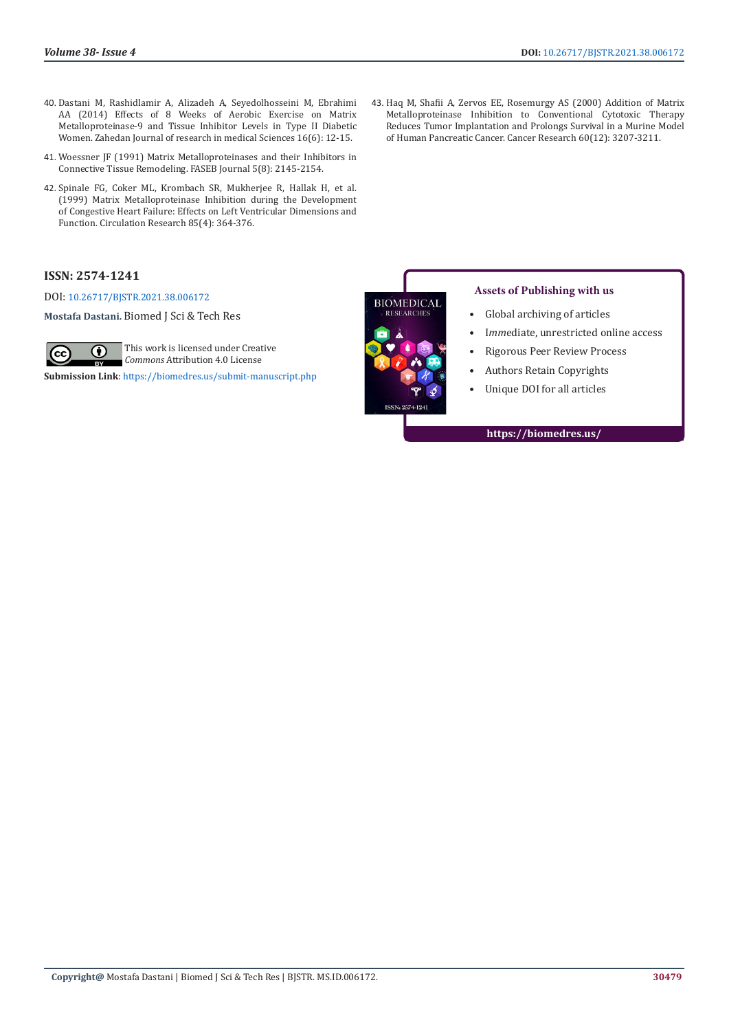40. Dastani M, Rashidlamir A, Alizadeh A, Seyedolhosseini M, Ebrahimi AA (2014) Effects of 8 Weeks of Aerobic Exercise on Matrix Metalloproteinase-9 and Tissue Inhibitor Levels in Type II Diabetic Women. Zahedan Journal of research in medical Sciences 16(6): 12-15.
41. Woessner JF (1991) Matrix Metalloproteinases and their Inhibitors in Connective Tissue Remodeling. FASEB Journal 5(8): 2145-2154.
42. Spinale FG, Coker ML, Krombach SR, Mukherjee R, Hallak H, et al. (1999) Matrix Metalloproteinase Inhibition during the Development of Congestive Heart Failure: Effects on Left Ventricular Dimensions and Function. Circulation Research 85(4): 364-376.
43. Haq M, Shafii A, Zervos EE, Rosemurgy AS (2000) Addition of Matrix Metalloproteinase Inhibition to Conventional Cytotoxic Therapy Reduces Tumor Implantation and Prolongs Survival in a Murine Model of Human Pancreatic Cancer. Cancer Research 60(12): 3207-3211.

**ISSN: 2574-1241**

DOI: 10.26717/BJSTR.2021.38.006172

**Mostafa Dastani.** Biomed J Sci & Tech Res

This work is licensed under Creative *Commons* Attribution 4.0 License

**Submission Link**: https://biomedres.us/submit-manuscript.php

BIOMEDICAL RESEARCHES

ISSN: 2574-1241

**Assets of Publishing with us**

- Global archiving of articles
- Immediate, unrestricted online access
- Rigorous Peer Review Process
- Authors Retain Copyrights
- Unique DOI for all articles

**https://biomedres.us/**